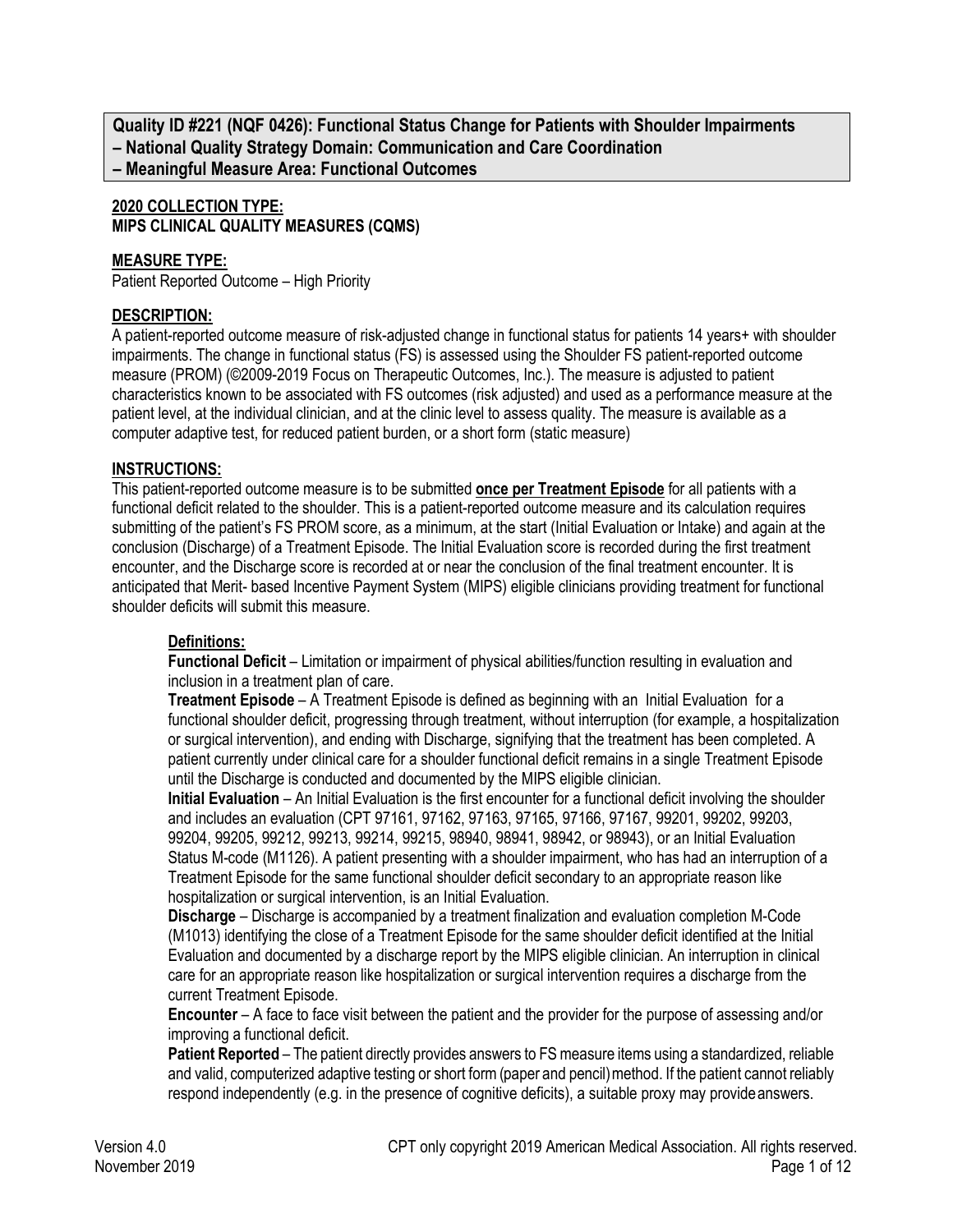# Quality ID #221 (NQF 0426): Functional Status Change for Patients with Shoulder Impairments
# – National Quality Strategy Domain: Communication and Care Coordination
# – Meaningful Measure Area: Functional Outcomes

**2020 COLLECTION TYPE:**
**MIPS CLINICAL QUALITY MEASURES (CQMS)**

**MEASURE TYPE:**
Patient Reported Outcome – High Priority

**DESCRIPTION:**
A patient-reported outcome measure of risk-adjusted change in functional status for patients 14 years+ with shoulder impairments. The change in functional status (FS) is assessed using the Shoulder FS patient-reported outcome measure (PROM) (©2009-2019 Focus on Therapeutic Outcomes, Inc.). The measure is adjusted to patient characteristics known to be associated with FS outcomes (risk adjusted) and used as a performance measure at the patient level, at the individual clinician, and at the clinic level to assess quality. The measure is available as a computer adaptive test, for reduced patient burden, or a short form (static measure)

**INSTRUCTIONS:**
This patient-reported outcome measure is to be submitted **once per Treatment Episode** for all patients with a functional deficit related to the shoulder. This is a patient-reported outcome measure and its calculation requires submitting of the patient's FS PROM score, as a minimum, at the start (Initial Evaluation or Intake) and again at the conclusion (Discharge) of a Treatment Episode. The Initial Evaluation score is recorded during the first treatment encounter, and the Discharge score is recorded at or near the conclusion of the final treatment encounter. It is anticipated that Merit- based Incentive Payment System (MIPS) eligible clinicians providing treatment for functional shoulder deficits will submit this measure.

**Definitions:**

**Functional Deficit** – Limitation or impairment of physical abilities/function resulting in evaluation and inclusion in a treatment plan of care.

**Treatment Episode** – A Treatment Episode is defined as beginning with an Initial Evaluation for a functional shoulder deficit, progressing through treatment, without interruption (for example, a hospitalization or surgical intervention), and ending with Discharge, signifying that the treatment has been completed. A patient currently under clinical care for a shoulder functional deficit remains in a single Treatment Episode until the Discharge is conducted and documented by the MIPS eligible clinician.

**Initial Evaluation** – An Initial Evaluation is the first encounter for a functional deficit involving the shoulder and includes an evaluation (CPT 97161, 97162, 97163, 97165, 97166, 97167, 99201, 99202, 99203, 99204, 99205, 99212, 99213, 99214, 99215, 98940, 98941, 98942, or 98943), or an Initial Evaluation Status M-code (M1126). A patient presenting with a shoulder impairment, who has had an interruption of a Treatment Episode for the same functional shoulder deficit secondary to an appropriate reason like hospitalization or surgical intervention, is an Initial Evaluation.

**Discharge** – Discharge is accompanied by a treatment finalization and evaluation completion M-Code (M1013) identifying the close of a Treatment Episode for the same shoulder deficit identified at the Initial Evaluation and documented by a discharge report by the MIPS eligible clinician. An interruption in clinical care for an appropriate reason like hospitalization or surgical intervention requires a discharge from the current Treatment Episode.

**Encounter** – A face to face visit between the patient and the provider for the purpose of assessing and/or improving a functional deficit.

**Patient Reported** – The patient directly provides answers to FS measure items using a standardized, reliable and valid, computerized adaptive testing or short form (paper and pencil) method. If the patient cannot reliably respond independently (e.g. in the presence of cognitive deficits), a suitable proxy may provide answers.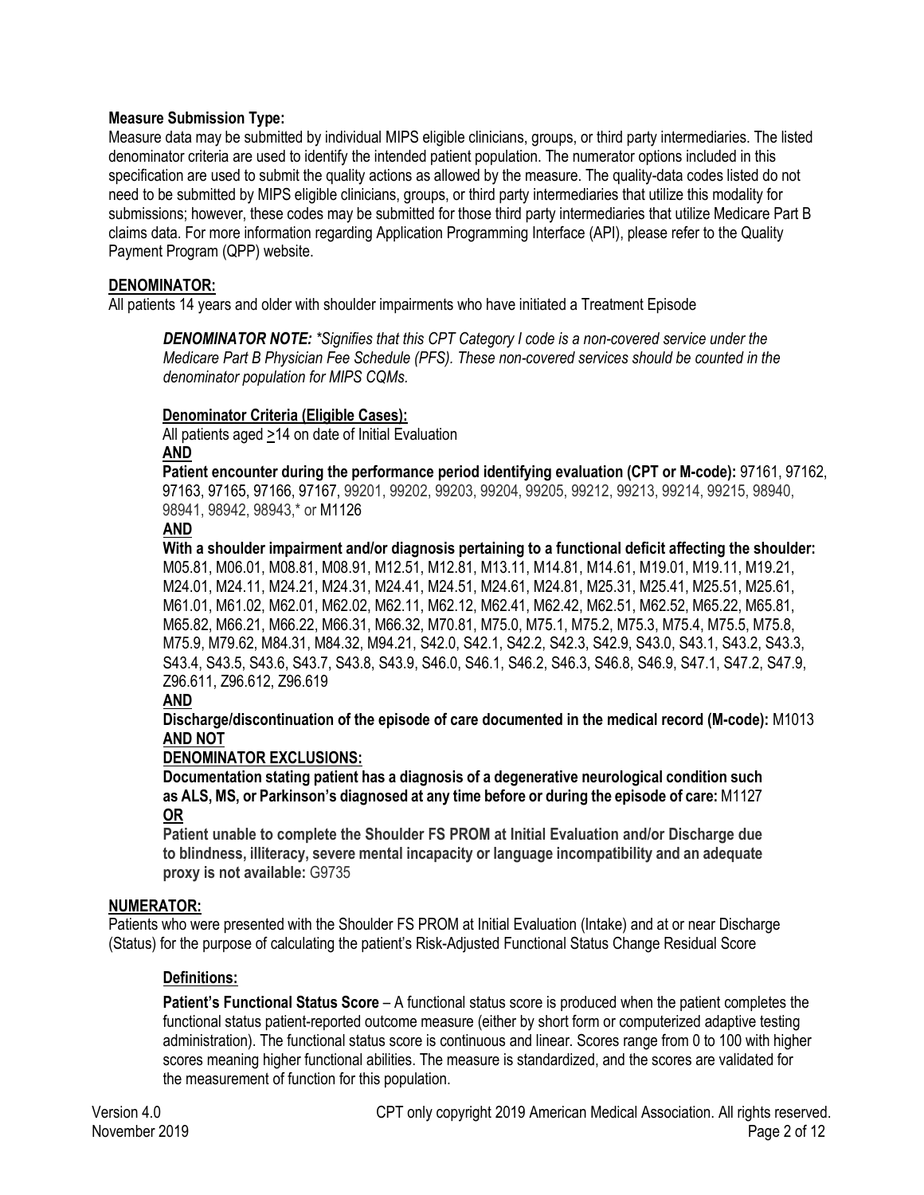**Measure Submission Type:**

Measure data may be submitted by individual MIPS eligible clinicians, groups, or third party intermediaries. The listed denominator criteria are used to identify the intended patient population. The numerator options included in this specification are used to submit the quality actions as allowed by the measure. The quality-data codes listed do not need to be submitted by MIPS eligible clinicians, groups, or third party intermediaries that utilize this modality for submissions; however, these codes may be submitted for those third party intermediaries that utilize Medicare Part B claims data. For more information regarding Application Programming Interface (API), please refer to the Quality Payment Program (QPP) website.

## DENOMINATOR:

All patients 14 years and older with shoulder impairments who have initiated a Treatment Episode

> ***DENOMINATOR NOTE:*** *\*Signifies that this CPT Category I code is a non-covered service under the Medicare Part B Physician Fee Schedule (PFS). These non-covered services should be counted in the denominator population for MIPS CQMs.*

**Denominator Criteria (Eligible Cases):**

All patients aged ≥14 on date of Initial Evaluation

**AND**

**Patient encounter during the performance period identifying evaluation (CPT or M-code):** 97161, 97162, 97163, 97165, 97166, 97167, 99201, 99202, 99203, 99204, 99205, 99212, 99213, 99214, 99215, 98940, 98941, 98942, 98943,* or M1126

**AND**

**With a shoulder impairment and/or diagnosis pertaining to a functional deficit affecting the shoulder:** M05.81, M06.01, M08.81, M08.91, M12.51, M12.81, M13.11, M14.81, M14.61, M19.01, M19.11, M19.21, M24.01, M24.11, M24.21, M24.31, M24.41, M24.51, M24.61, M24.81, M25.31, M25.41, M25.51, M25.61, M61.01, M61.02, M62.01, M62.02, M62.11, M62.12, M62.41, M62.42, M62.51, M62.52, M65.22, M65.81, M65.82, M66.21, M66.22, M66.31, M66.32, M70.81, M75.0, M75.1, M75.2, M75.3, M75.4, M75.5, M75.8, M75.9, M79.62, M84.31, M84.32, M94.21, S42.0, S42.1, S42.2, S42.3, S42.9, S43.0, S43.1, S43.2, S43.3, S43.4, S43.5, S43.6, S43.7, S43.8, S43.9, S46.0, S46.1, S46.2, S46.3, S46.8, S46.9, S47.1, S47.2, S47.9, Z96.611, Z96.612, Z96.619

**AND**

**Discharge/discontinuation of the episode of care documented in the medical record (M-code):** M1013

**AND NOT**

**DENOMINATOR EXCLUSIONS:**

**Documentation stating patient has a diagnosis of a degenerative neurological condition such as ALS, MS, or Parkinson's diagnosed at any time before or during the episode of care:** M1127

**OR**

**Patient unable to complete the Shoulder FS PROM at Initial Evaluation and/or Discharge due to blindness, illiteracy, severe mental incapacity or language incompatibility and an adequate proxy is not available:** G9735

## NUMERATOR:

Patients who were presented with the Shoulder FS PROM at Initial Evaluation (Intake) and at or near Discharge (Status) for the purpose of calculating the patient's Risk-Adjusted Functional Status Change Residual Score

**Definitions:**

**Patient's Functional Status Score** – A functional status score is produced when the patient completes the functional status patient-reported outcome measure (either by short form or computerized adaptive testing administration). The functional status score is continuous and linear. Scores range from 0 to 100 with higher scores meaning higher functional abilities. The measure is standardized, and the scores are validated for the measurement of function for this population.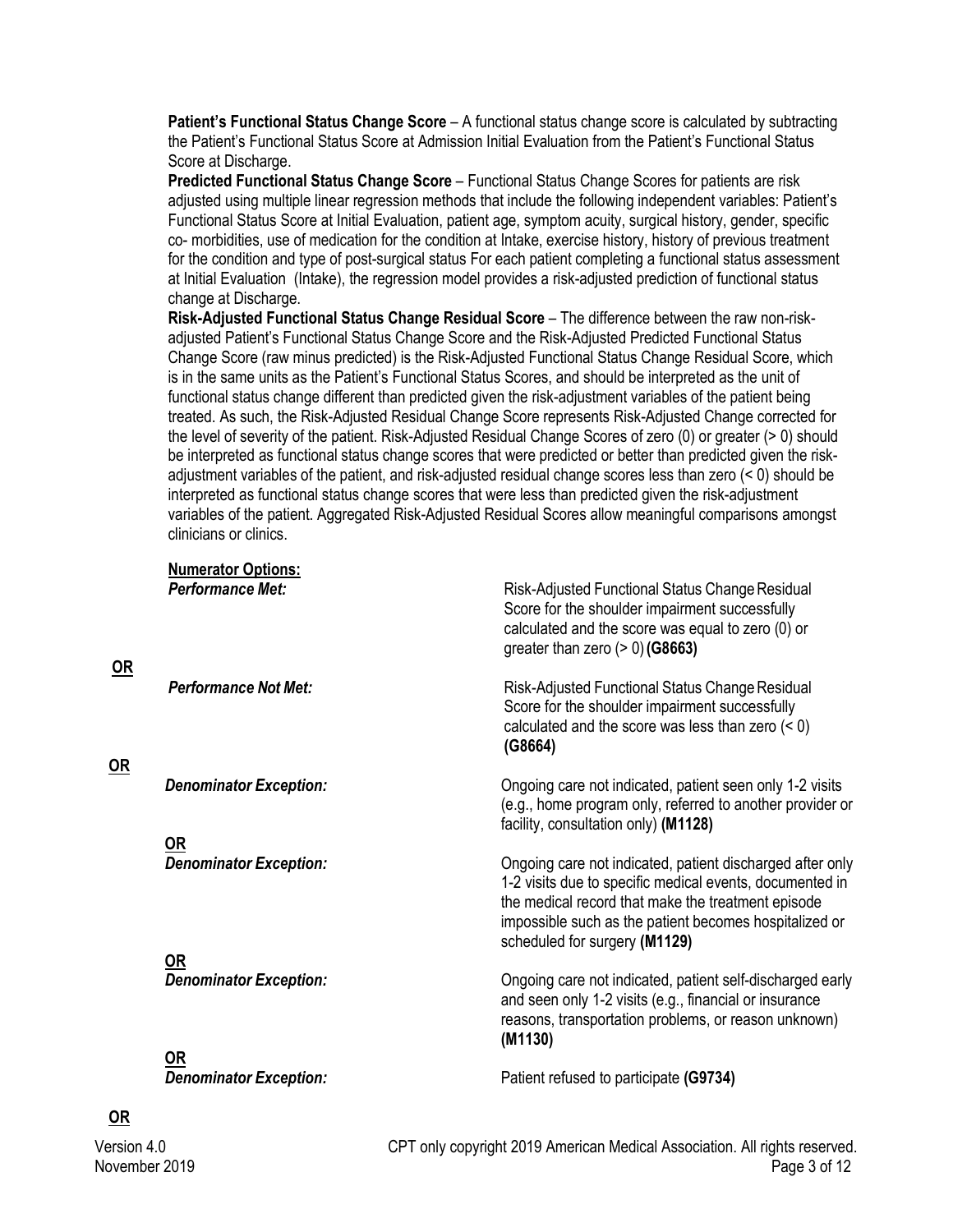**Patient's Functional Status Change Score** – A functional status change score is calculated by subtracting the Patient's Functional Status Score at Admission Initial Evaluation from the Patient's Functional Status Score at Discharge.

**Predicted Functional Status Change Score** – Functional Status Change Scores for patients are risk adjusted using multiple linear regression methods that include the following independent variables: Patient's Functional Status Score at Initial Evaluation, patient age, symptom acuity, surgical history, gender, specific co- morbidities, use of medication for the condition at Intake, exercise history, history of previous treatment for the condition and type of post-surgical status For each patient completing a functional status assessment at Initial Evaluation (Intake), the regression model provides a risk-adjusted prediction of functional status change at Discharge.

**Risk-Adjusted Functional Status Change Residual Score** – The difference between the raw non-risk-adjusted Patient's Functional Status Change Score and the Risk-Adjusted Predicted Functional Status Change Score (raw minus predicted) is the Risk-Adjusted Functional Status Change Residual Score, which is in the same units as the Patient's Functional Status Scores, and should be interpreted as the unit of functional status change different than predicted given the risk-adjustment variables of the patient being treated. As such, the Risk-Adjusted Residual Change Score represents Risk-Adjusted Change corrected for the level of severity of the patient. Risk-Adjusted Residual Change Scores of zero (0) or greater (> 0) should be interpreted as functional status change scores that were predicted or better than predicted given the risk-adjustment variables of the patient, and risk-adjusted residual change scores less than zero (< 0) should be interpreted as functional status change scores that were less than predicted given the risk-adjustment variables of the patient. Aggregated Risk-Adjusted Residual Scores allow meaningful comparisons amongst clinicians or clinics.

**Numerator Options:**

***Performance Met:*** Risk-Adjusted Functional Status Change Residual Score for the shoulder impairment successfully calculated and the score was equal to zero (0) or greater than zero (> 0) **(G8663)**

**OR**

***Performance Not Met:*** Risk-Adjusted Functional Status Change Residual Score for the shoulder impairment successfully calculated and the score was less than zero (< 0) **(G8664)**

**OR**

***Denominator Exception:*** Ongoing care not indicated, patient seen only 1-2 visits (e.g., home program only, referred to another provider or facility, consultation only) **(M1128)**

**OR**

***Denominator Exception:*** Ongoing care not indicated, patient discharged after only 1-2 visits due to specific medical events, documented in the medical record that make the treatment episode impossible such as the patient becomes hospitalized or scheduled for surgery **(M1129)**

**OR**

***Denominator Exception:*** Ongoing care not indicated, patient self-discharged early and seen only 1-2 visits (e.g., financial or insurance reasons, transportation problems, or reason unknown) **(M1130)**

**OR**

***Denominator Exception:*** Patient refused to participate **(G9734)**

**OR**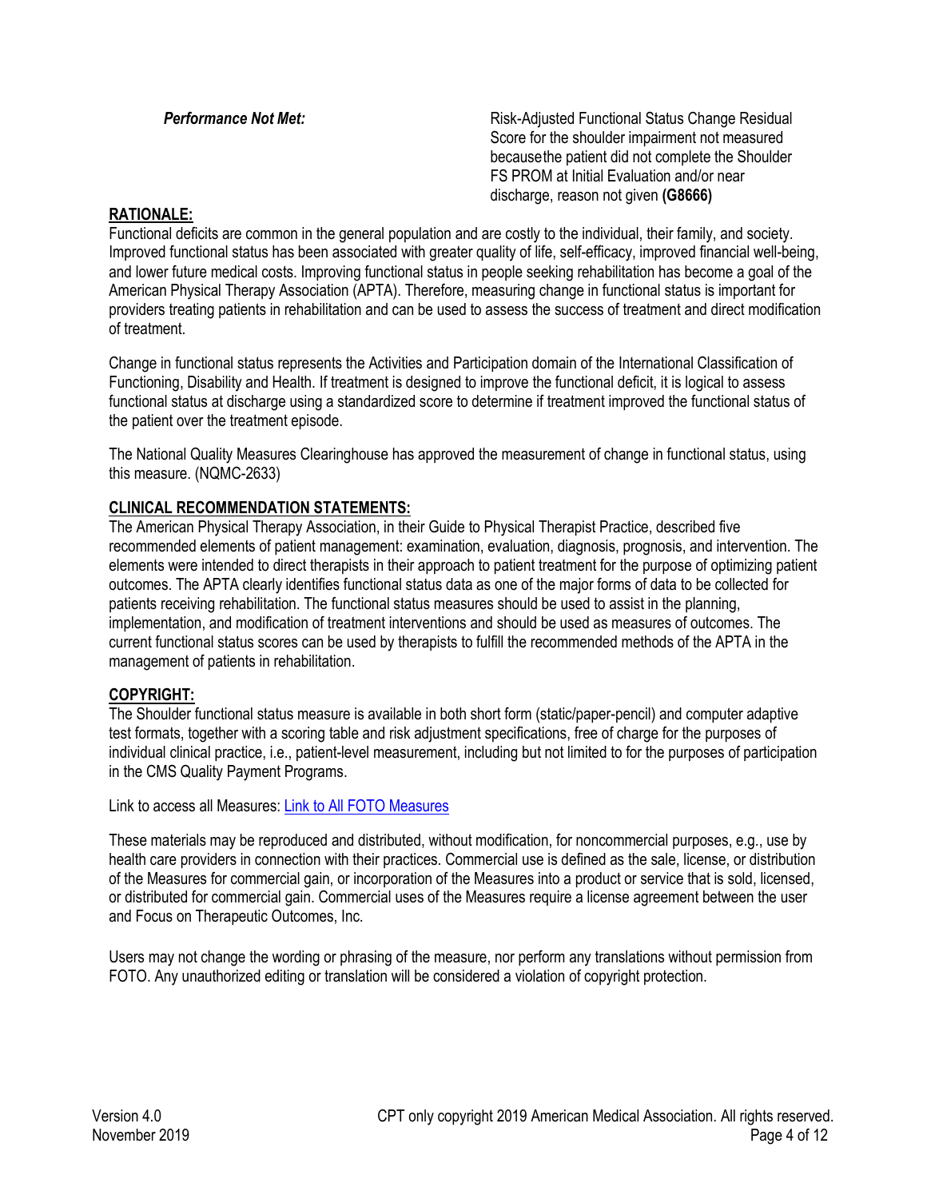***Performance Not Met:*** Risk-Adjusted Functional Status Change Residual Score for the shoulder impairment not measured because the patient did not complete the Shoulder FS PROM at Initial Evaluation and/or near discharge, reason not given **(G8666)**

**RATIONALE:**

Functional deficits are common in the general population and are costly to the individual, their family, and society. Improved functional status has been associated with greater quality of life, self-efficacy, improved financial well-being, and lower future medical costs. Improving functional status in people seeking rehabilitation has become a goal of the American Physical Therapy Association (APTA). Therefore, measuring change in functional status is important for providers treating patients in rehabilitation and can be used to assess the success of treatment and direct modification of treatment.

Change in functional status represents the Activities and Participation domain of the International Classification of Functioning, Disability and Health. If treatment is designed to improve the functional deficit, it is logical to assess functional status at discharge using a standardized score to determine if treatment improved the functional status of the patient over the treatment episode.

The National Quality Measures Clearinghouse has approved the measurement of change in functional status, using this measure. (NQMC-2633)

**CLINICAL RECOMMENDATION STATEMENTS:**

The American Physical Therapy Association, in their Guide to Physical Therapist Practice, described five recommended elements of patient management: examination, evaluation, diagnosis, prognosis, and intervention. The elements were intended to direct therapists in their approach to patient treatment for the purpose of optimizing patient outcomes. The APTA clearly identifies functional status data as one of the major forms of data to be collected for patients receiving rehabilitation. The functional status measures should be used to assist in the planning, implementation, and modification of treatment interventions and should be used as measures of outcomes. The current functional status scores can be used by therapists to fulfill the recommended methods of the APTA in the management of patients in rehabilitation.

**COPYRIGHT:**

The Shoulder functional status measure is available in both short form (static/paper-pencil) and computer adaptive test formats, together with a scoring table and risk adjustment specifications, free of charge for the purposes of individual clinical practice, i.e., patient-level measurement, including but not limited to for the purposes of participation in the CMS Quality Payment Programs.

Link to access all Measures: Link to All FOTO Measures

These materials may be reproduced and distributed, without modification, for noncommercial purposes, e.g., use by health care providers in connection with their practices. Commercial use is defined as the sale, license, or distribution of the Measures for commercial gain, or incorporation of the Measures into a product or service that is sold, licensed, or distributed for commercial gain. Commercial uses of the Measures require a license agreement between the user and Focus on Therapeutic Outcomes, Inc.

Users may not change the wording or phrasing of the measure, nor perform any translations without permission from FOTO. Any unauthorized editing or translation will be considered a violation of copyright protection.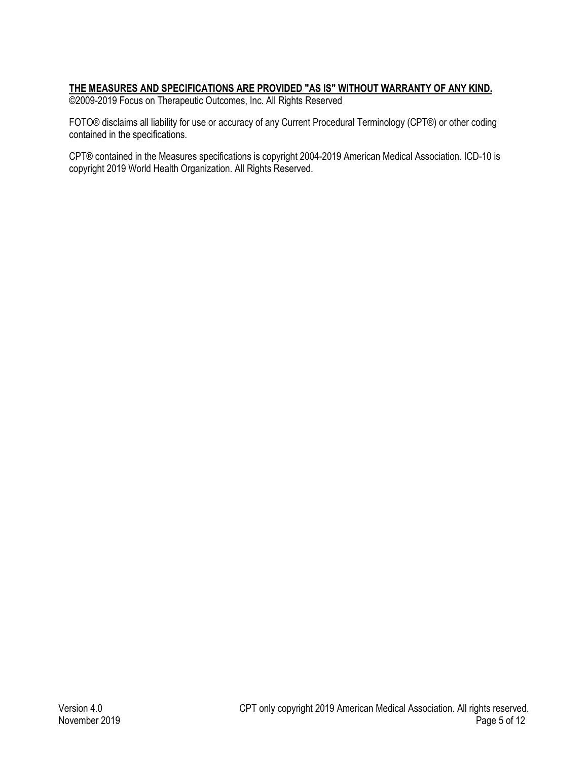**<u>THE MEASURES AND SPECIFICATIONS ARE PROVIDED "AS IS" WITHOUT WARRANTY OF ANY KIND.</u>**
©2009-2019 Focus on Therapeutic Outcomes, Inc. All Rights Reserved

FOTO® disclaims all liability for use or accuracy of any Current Procedural Terminology (CPT®) or other coding contained in the specifications.

CPT® contained in the Measures specifications is copyright 2004-2019 American Medical Association. ICD-10 is copyright 2019 World Health Organization. All Rights Reserved.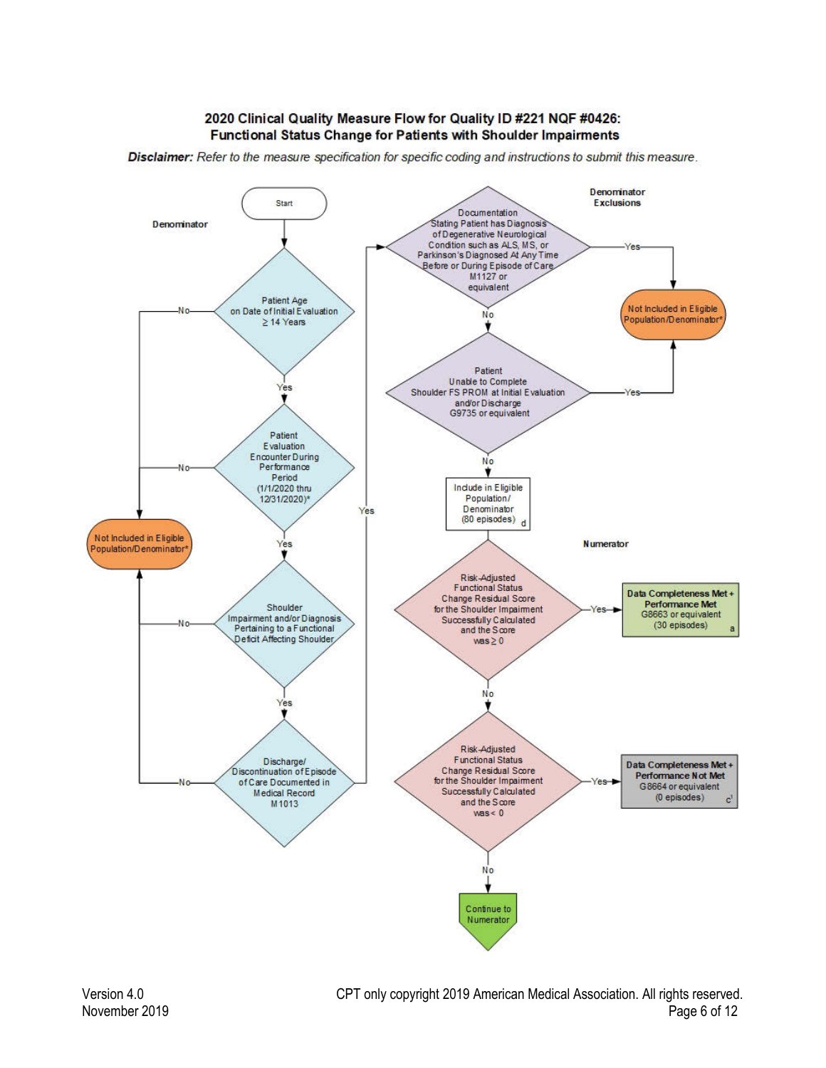# 2020 Clinical Quality Measure Flow for Quality ID #221 NQF #0426: Functional Status Change for Patients with Shoulder Impairments

***Disclaimer:*** *Refer to the measure specification for specific coding and instructions to submit this measure.*

**Denominator**

Start

- Patient Age on Date of Initial Evaluation ≥ 14 Years
  - No → Not Included in Eligible Population/Denominator*
  - Yes → Patient Evaluation Encounter During Performance Period (1/1/2020 thru 12/31/2020)*
    - No → Not Included in Eligible Population/Denominator*
    - Yes → Shoulder Impairment and/or Diagnosis Pertaining to a Functional Deficit Affecting Shoulder
      - No → Not Included in Eligible Population/Denominator*
      - Yes → Discharge/ Discontinuation of Episode of Care Documented in Medical Record M1013
        - No → Not Included in Eligible Population/Denominator*
        - Yes → Denominator Exclusions

**Denominator Exclusions**

- Documentation Stating Patient has Diagnosis of Degenerative Neurological Condition such as ALS, MS, or Parkinson's Diagnosed At Any Time Before or During Episode of Care M1127 or equivalent
  - Yes → Not Included in Eligible Population/Denominator*
  - No → Patient Unable to Complete Shoulder FS PROM at Initial Evaluation and/or Discharge G9735 or equivalent
    - Yes → Not Included in Eligible Population/Denominator*
    - No → Include in Eligible Population/ Denominator (80 episodes) d

**Numerator**

- Risk-Adjusted Functional Status Change Residual Score for the Shoulder Impairment Successfully Calculated and the Score was ≥ 0
  - Yes → **Data Completeness Met + Performance Met** G8663 or equivalent (30 episodes) a
  - No → Risk-Adjusted Functional Status Change Residual Score for the Shoulder Impairment Successfully Calculated and the Score was < 0
    - Yes → **Data Completeness Met + Performance Not Met** G8664 or equivalent (0 episodes) c[1]
    - No → Continue to Numerator

Version 4.0
November 2019

CPT only copyright 2019 American Medical Association. All rights reserved.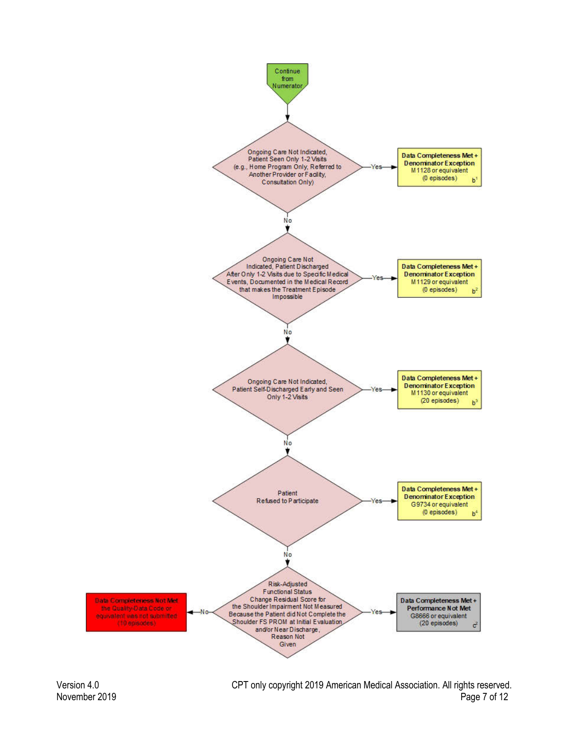Continue from Numerator

Ongoing Care Not Indicated, Patient Seen Only 1-2 Visits (e.g., Home Program Only, Referred to Another Provider or Facility, Consultation Only)

- Yes → **Data Completeness Met + Denominator Exception** M1128 or equivalent (0 episodes) b[1]
- No ↓

Ongoing Care Not Indicated, Patient Discharged After Only 1-2 Visits due to Specific Medical Events, Documented in the Medical Record that makes the Treatment Episode Impossible

- Yes → **Data Completeness Met + Denominator Exception** M1129 or equivalent (0 episodes) b[2]
- No ↓

Ongoing Care Not Indicated, Patient Self-Discharged Early and Seen Only 1-2 Visits

- Yes → **Data Completeness Met + Denominator Exception** M1130 or equivalent (20 episodes) b[3]
- No ↓

Patient Refused to Participate

- Yes → **Data Completeness Met + Denominator Exception** G9734 or equivalent (0 episodes) b[4]
- No ↓

Risk-Adjusted Functional Status Change Residual Score for the Shoulder Impairment Not Measured Because the Patient did Not Complete the Shoulder FS PROM at Initial Evaluation and/or Near Discharge, Reason Not Given

- Yes → **Data Completeness Met + Performance Not Met** G8666 or equivalent (20 episodes) c[2]
- No → **Data Completeness Not Met** the Quality-Data Code or equivalent was not submitted (10 episodes)

Version 4.0
November 2019

CPT only copyright 2019 American Medical Association. All rights reserved.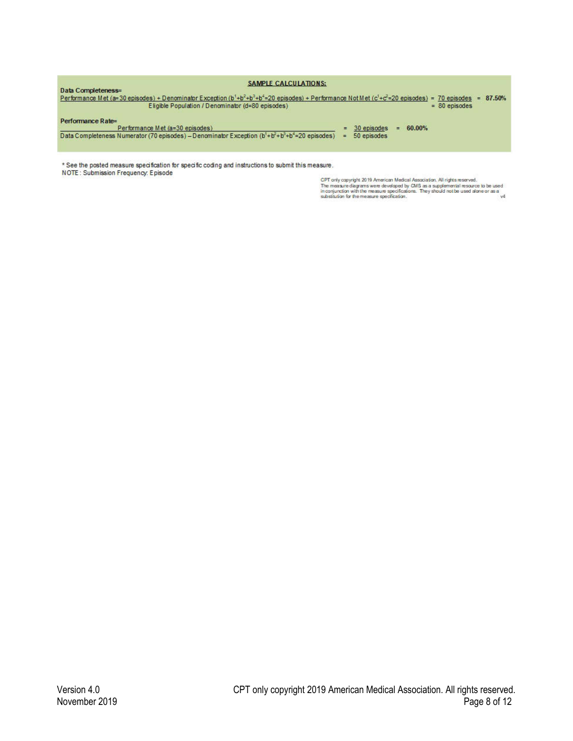**SAMPLE CALCULATIONS:**

**Data Completeness=**

$$\frac{\text{Performance Met (a=30 episodes) + Denominator Exception } (b^1+b^2+b^3+b^4\text{=20 episodes}) \text{ + Performance Not Met } (c^1+c^2\text{=20 episodes})}{\text{Eligible Population / Denominator (d=80 episodes)}} = \frac{\text{70 episodes}}{\text{80 episodes}} = \textbf{87.50\%}$$

**Performance Rate=**

$$\frac{\text{Performance Met (a=30 episodes)}}{\text{Data Completeness Numerator (70 episodes) – Denominator Exception } (b^1+b^2+b^3+b^4\text{=20 episodes})} = \frac{\text{30 episodes}}{\text{50 episodes}} = \textbf{60.00\%}$$

* See the posted measure specification for specific coding and instructions to submit this measure.

NOTE: Submission Frequency: Episode

CPT only copyright 2019 American Medical Association. All rights reserved.
The measure diagrams were developed by CMS as a supplemental resource to be used in conjunction with the measure specifications. They should not be used alone or as a substitution for the measure specification. v4

Version 4.0
November 2019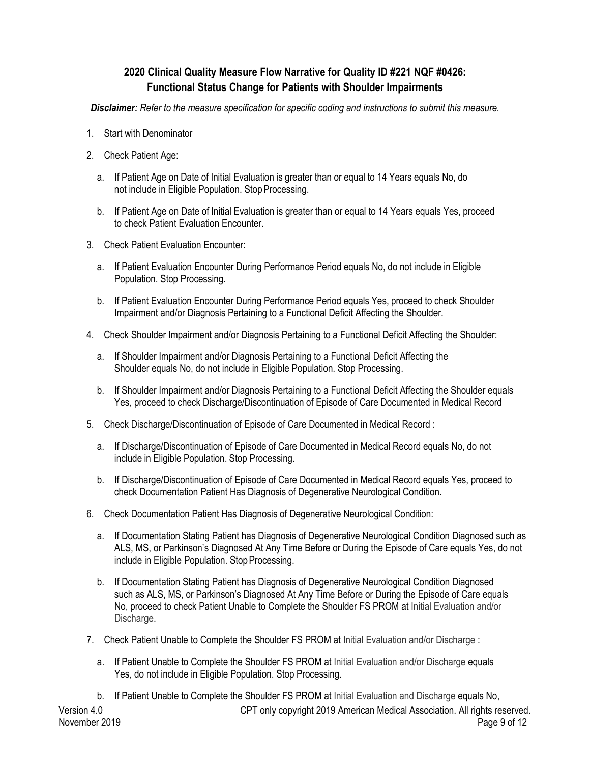## 2020 Clinical Quality Measure Flow Narrative for Quality ID #221 NQF #0426: Functional Status Change for Patients with Shoulder Impairments

***Disclaimer:*** *Refer to the measure specification for specific coding and instructions to submit this measure.*

1. Start with Denominator
2. Check Patient Age:
   a. If Patient Age on Date of Initial Evaluation is greater than or equal to 14 Years equals No, do not include in Eligible Population. Stop Processing.
   b. If Patient Age on Date of Initial Evaluation is greater than or equal to 14 Years equals Yes, proceed to check Patient Evaluation Encounter.
3. Check Patient Evaluation Encounter:
   a. If Patient Evaluation Encounter During Performance Period equals No, do not include in Eligible Population. Stop Processing.
   b. If Patient Evaluation Encounter During Performance Period equals Yes, proceed to check Shoulder Impairment and/or Diagnosis Pertaining to a Functional Deficit Affecting the Shoulder.
4. Check Shoulder Impairment and/or Diagnosis Pertaining to a Functional Deficit Affecting the Shoulder:
   a. If Shoulder Impairment and/or Diagnosis Pertaining to a Functional Deficit Affecting the Shoulder equals No, do not include in Eligible Population. Stop Processing.
   b. If Shoulder Impairment and/or Diagnosis Pertaining to a Functional Deficit Affecting the Shoulder equals Yes, proceed to check Discharge/Discontinuation of Episode of Care Documented in Medical Record
5. Check Discharge/Discontinuation of Episode of Care Documented in Medical Record :
   a. If Discharge/Discontinuation of Episode of Care Documented in Medical Record equals No, do not include in Eligible Population. Stop Processing.
   b. If Discharge/Discontinuation of Episode of Care Documented in Medical Record equals Yes, proceed to check Documentation Patient Has Diagnosis of Degenerative Neurological Condition.
6. Check Documentation Patient Has Diagnosis of Degenerative Neurological Condition:
   a. If Documentation Stating Patient has Diagnosis of Degenerative Neurological Condition Diagnosed such as ALS, MS, or Parkinson's Diagnosed At Any Time Before or During the Episode of Care equals Yes, do not include in Eligible Population. Stop Processing.
   b. If Documentation Stating Patient has Diagnosis of Degenerative Neurological Condition Diagnosed such as ALS, MS, or Parkinson's Diagnosed At Any Time Before or During the Episode of Care equals No, proceed to check Patient Unable to Complete the Shoulder FS PROM at Initial Evaluation and/or Discharge.
7. Check Patient Unable to Complete the Shoulder FS PROM at Initial Evaluation and/or Discharge :
   a. If Patient Unable to Complete the Shoulder FS PROM at Initial Evaluation and/or Discharge equals Yes, do not include in Eligible Population. Stop Processing.
   b. If Patient Unable to Complete the Shoulder FS PROM at Initial Evaluation and Discharge equals No,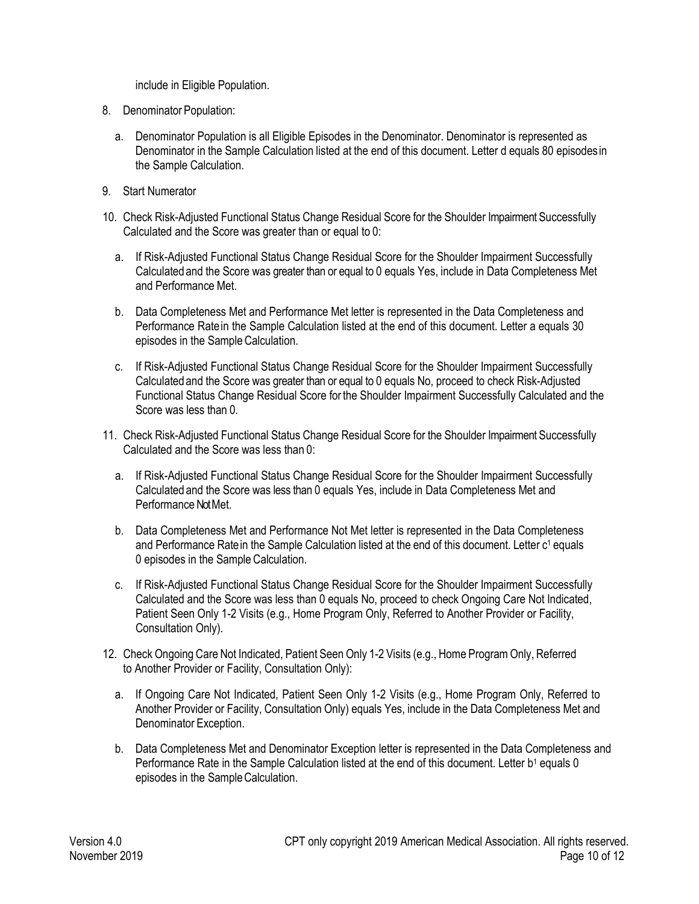include in Eligible Population.

8. Denominator Population:

   a. Denominator Population is all Eligible Episodes in the Denominator. Denominator is represented as Denominator in the Sample Calculation listed at the end of this document. Letter d equals 80 episodes in the Sample Calculation.

9. Start Numerator

10. Check Risk-Adjusted Functional Status Change Residual Score for the Shoulder Impairment Successfully Calculated and the Score was greater than or equal to 0:

    a. If Risk-Adjusted Functional Status Change Residual Score for the Shoulder Impairment Successfully Calculated and the Score was greater than or equal to 0 equals Yes, include in Data Completeness Met and Performance Met.

    b. Data Completeness Met and Performance Met letter is represented in the Data Completeness and Performance Rate in the Sample Calculation listed at the end of this document. Letter a equals 30 episodes in the Sample Calculation.

    c. If Risk-Adjusted Functional Status Change Residual Score for the Shoulder Impairment Successfully Calculated and the Score was greater than or equal to 0 equals No, proceed to check Risk-Adjusted Functional Status Change Residual Score for the Shoulder Impairment Successfully Calculated and the Score was less than 0.

11. Check Risk-Adjusted Functional Status Change Residual Score for the Shoulder Impairment Successfully Calculated and the Score was less than 0:

    a. If Risk-Adjusted Functional Status Change Residual Score for the Shoulder Impairment Successfully Calculated and the Score was less than 0 equals Yes, include in Data Completeness Met and Performance Not Met.

    b. Data Completeness Met and Performance Not Met letter is represented in the Data Completeness and Performance Rate in the Sample Calculation listed at the end of this document. Letter $c^1$ equals 0 episodes in the Sample Calculation.

    c. If Risk-Adjusted Functional Status Change Residual Score for the Shoulder Impairment Successfully Calculated and the Score was less than 0 equals No, proceed to check Ongoing Care Not Indicated, Patient Seen Only 1-2 Visits (e.g., Home Program Only, Referred to Another Provider or Facility, Consultation Only).

12. Check Ongoing Care Not Indicated, Patient Seen Only 1-2 Visits (e.g., Home Program Only, Referred to Another Provider or Facility, Consultation Only):

    a. If Ongoing Care Not Indicated, Patient Seen Only 1-2 Visits (e.g., Home Program Only, Referred to Another Provider or Facility, Consultation Only) equals Yes, include in the Data Completeness Met and Denominator Exception.

    b. Data Completeness Met and Denominator Exception letter is represented in the Data Completeness and Performance Rate in the Sample Calculation listed at the end of this document. Letter $b^1$ equals 0 episodes in the Sample Calculation.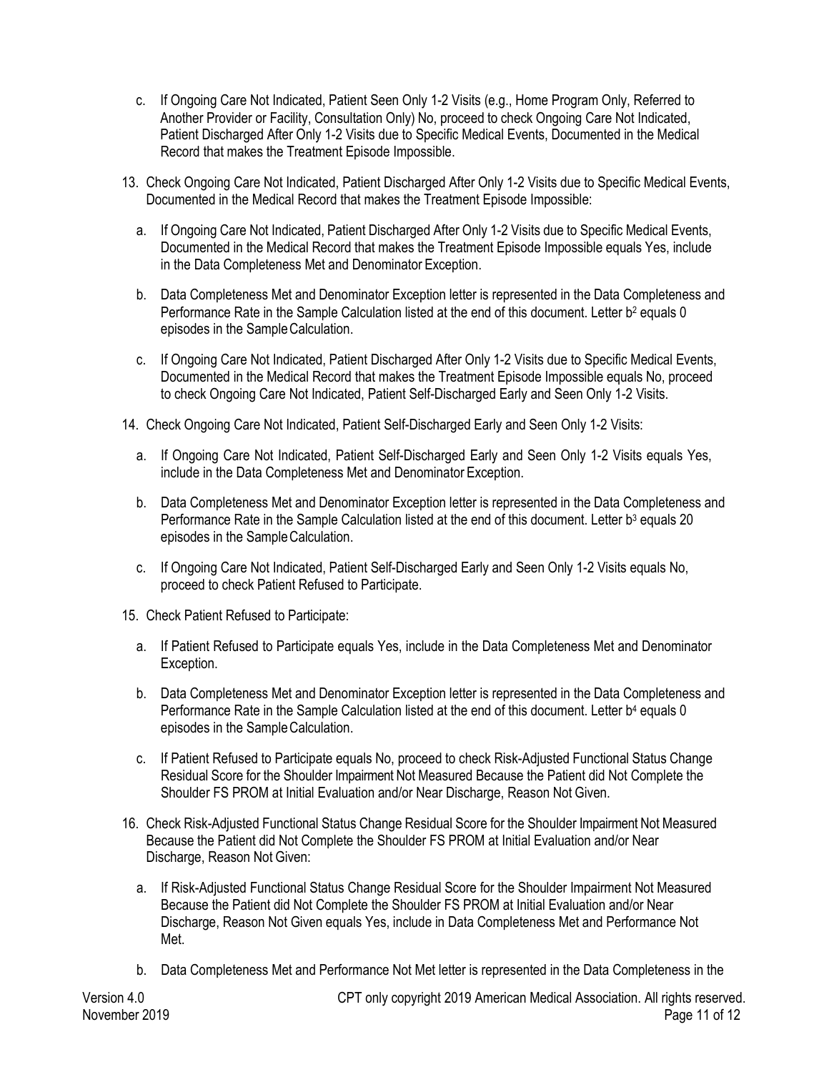c. If Ongoing Care Not Indicated, Patient Seen Only 1-2 Visits (e.g., Home Program Only, Referred to Another Provider or Facility, Consultation Only) No, proceed to check Ongoing Care Not Indicated, Patient Discharged After Only 1-2 Visits due to Specific Medical Events, Documented in the Medical Record that makes the Treatment Episode Impossible.

13. Check Ongoing Care Not Indicated, Patient Discharged After Only 1-2 Visits due to Specific Medical Events, Documented in the Medical Record that makes the Treatment Episode Impossible:

    a. If Ongoing Care Not Indicated, Patient Discharged After Only 1-2 Visits due to Specific Medical Events, Documented in the Medical Record that makes the Treatment Episode Impossible equals Yes, include in the Data Completeness Met and Denominator Exception.

    b. Data Completeness Met and Denominator Exception letter is represented in the Data Completeness and Performance Rate in the Sample Calculation listed at the end of this document. Letter $b^2$ equals 0 episodes in the Sample Calculation.

    c. If Ongoing Care Not Indicated, Patient Discharged After Only 1-2 Visits due to Specific Medical Events, Documented in the Medical Record that makes the Treatment Episode Impossible equals No, proceed to check Ongoing Care Not Indicated, Patient Self-Discharged Early and Seen Only 1-2 Visits.

14. Check Ongoing Care Not Indicated, Patient Self-Discharged Early and Seen Only 1-2 Visits:

    a. If Ongoing Care Not Indicated, Patient Self-Discharged Early and Seen Only 1-2 Visits equals Yes, include in the Data Completeness Met and Denominator Exception.

    b. Data Completeness Met and Denominator Exception letter is represented in the Data Completeness and Performance Rate in the Sample Calculation listed at the end of this document. Letter $b^3$ equals 20 episodes in the Sample Calculation.

    c. If Ongoing Care Not Indicated, Patient Self-Discharged Early and Seen Only 1-2 Visits equals No, proceed to check Patient Refused to Participate.

15. Check Patient Refused to Participate:

    a. If Patient Refused to Participate equals Yes, include in the Data Completeness Met and Denominator Exception.

    b. Data Completeness Met and Denominator Exception letter is represented in the Data Completeness and Performance Rate in the Sample Calculation listed at the end of this document. Letter $b^4$ equals 0 episodes in the Sample Calculation.

    c. If Patient Refused to Participate equals No, proceed to check Risk-Adjusted Functional Status Change Residual Score for the Shoulder Impairment Not Measured Because the Patient did Not Complete the Shoulder FS PROM at Initial Evaluation and/or Near Discharge, Reason Not Given.

16. Check Risk-Adjusted Functional Status Change Residual Score for the Shoulder Impairment Not Measured Because the Patient did Not Complete the Shoulder FS PROM at Initial Evaluation and/or Near Discharge, Reason Not Given:

    a. If Risk-Adjusted Functional Status Change Residual Score for the Shoulder Impairment Not Measured Because the Patient did Not Complete the Shoulder FS PROM at Initial Evaluation and/or Near Discharge, Reason Not Given equals Yes, include in Data Completeness Met and Performance Not Met.

    b. Data Completeness Met and Performance Not Met letter is represented in the Data Completeness in the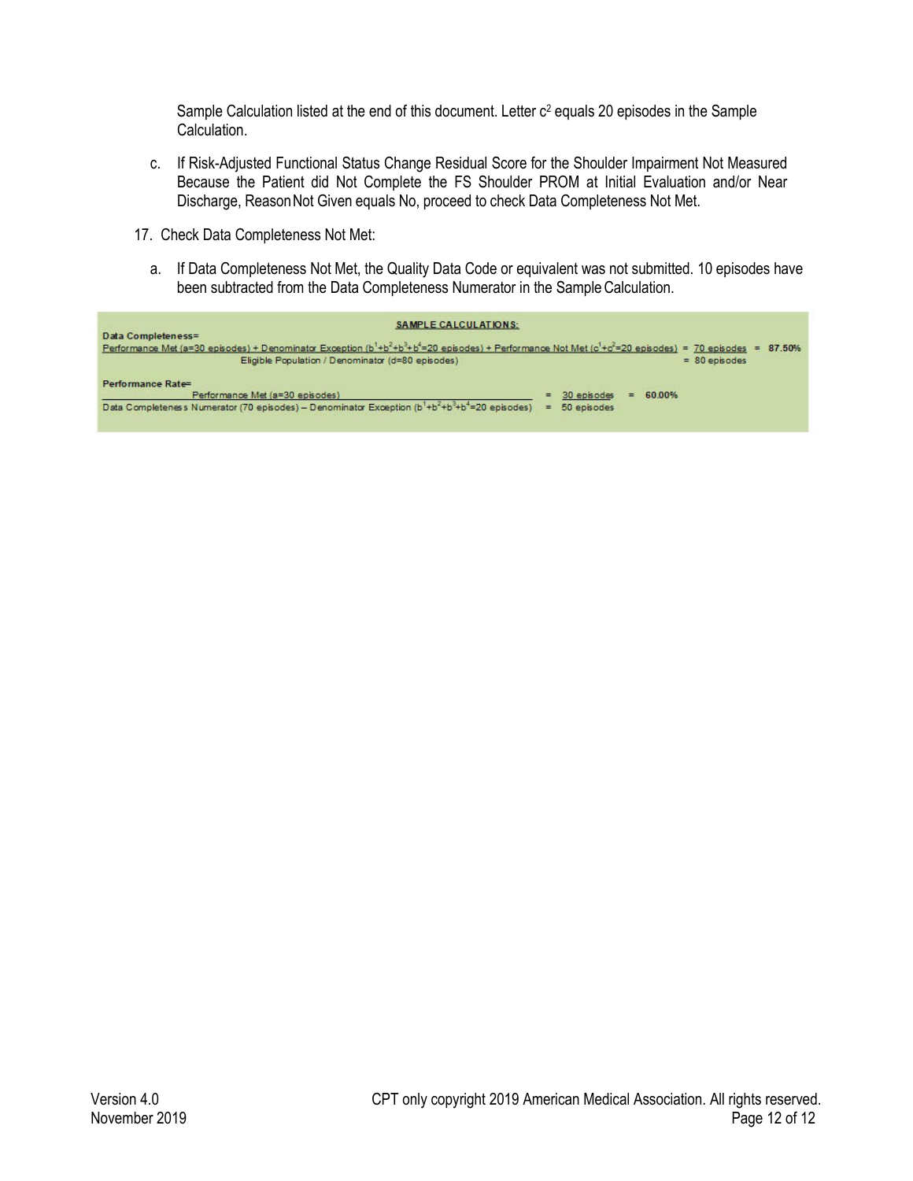Sample Calculation listed at the end of this document. Letter $c^2$ equals 20 episodes in the Sample Calculation.

c. If Risk-Adjusted Functional Status Change Residual Score for the Shoulder Impairment Not Measured Because the Patient did Not Complete the FS Shoulder PROM at Initial Evaluation and/or Near Discharge, Reason Not Given equals No, proceed to check Data Completeness Not Met.

17. Check Data Completeness Not Met:

    a. If Data Completeness Not Met, the Quality Data Code or equivalent was not submitted. 10 episodes have been subtracted from the Data Completeness Numerator in the Sample Calculation.

**SAMPLE CALCULATIONS:**

**Data Completeness=**

$$\frac{\text{Performance Met (a=30 episodes) + Denominator Exception } (b^1+b^2+b^3+b^4\text{=20 episodes}) + \text{Performance Not Met } (c^1+c^2\text{=20 episodes})}{\text{Eligible Population / Denominator (d=80 episodes)}} = \frac{\text{70 episodes}}{\text{80 episodes}} = 87.50\%$$

**Performance Rate=**

$$\frac{\text{Performance Met (a=30 episodes)}}{\text{Data Completeness Numerator (70 episodes) – Denominator Exception } (b^1+b^2+b^3+b^4\text{=20 episodes})} = \frac{\text{30 episodes}}{\text{50 episodes}} = 60.00\%$$